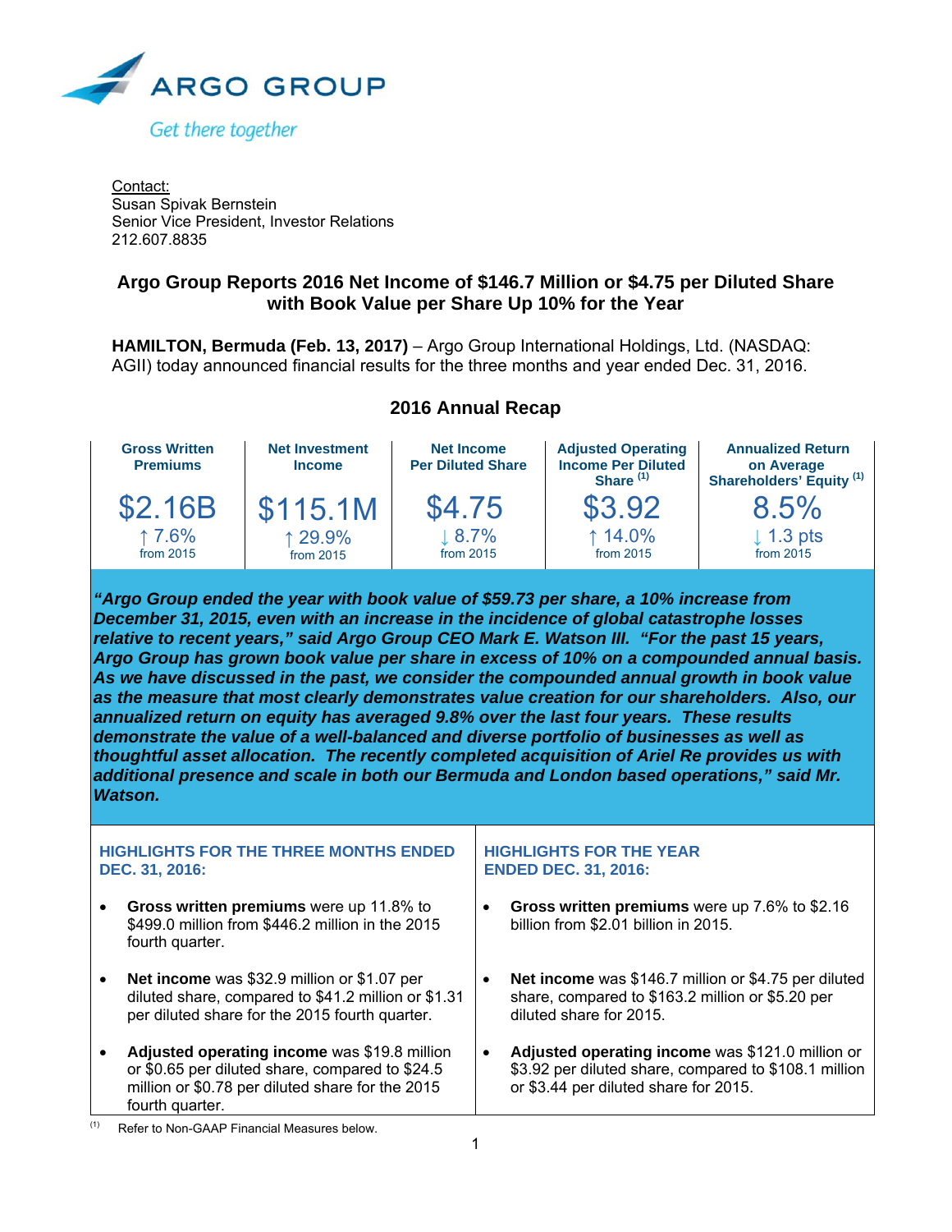ARGO GROUP

Get there together

Contact:
Susan Spivak Bernstein
Senior Vice President, Investor Relations
212.607.8835

## Argo Group Reports 2016 Net Income of $146.7 Million or $4.75 per Diluted Share with Book Value per Share Up 10% for the Year

**HAMILTON, Bermuda (Feb. 13, 2017)** – Argo Group International Holdings, Ltd. (NASDAQ: AGII) today announced financial results for the three months and year ended Dec. 31, 2016.

### 2016 Annual Recap

| Gross Written Premiums | Net Investment Income | Net Income Per Diluted Share | Adjusted Operating Income Per Diluted Share [(1)] | Annualized Return on Average Shareholders' Equity [(1)] |
|---|---|---|---|---|
| $2.16B | $115.1M | $4.75 | $3.92 | 8.5% |
| ↑ 7.6% from 2015 | ↑ 29.9% from 2015 | ↓ 8.7% from 2015 | ↑ 14.0% from 2015 | ↓ 1.3 pts from 2015 |

***"Argo Group ended the year with book value of $59.73 per share, a 10% increase from December 31, 2015, even with an increase in the incidence of global catastrophe losses relative to recent years," said Argo Group CEO Mark E. Watson III. "For the past 15 years, Argo Group has grown book value per share in excess of 10% on a compounded annual basis. As we have discussed in the past, we consider the compounded annual growth in book value as the measure that most clearly demonstrates value creation for our shareholders. Also, our annualized return on equity has averaged 9.8% over the last four years. These results demonstrate the value of a well-balanced and diverse portfolio of businesses as well as thoughtful asset allocation. The recently completed acquisition of Ariel Re provides us with additional presence and scale in both our Bermuda and London based operations," said Mr. Watson.***

#### HIGHLIGHTS FOR THE THREE MONTHS ENDED DEC. 31, 2016:

- **Gross written premiums** were up 11.8% to $499.0 million from $446.2 million in the 2015 fourth quarter.
- **Net income** was $32.9 million or $1.07 per diluted share, compared to $41.2 million or $1.31 per diluted share for the 2015 fourth quarter.
- **Adjusted operating income** was $19.8 million or $0.65 per diluted share, compared to $24.5 million or $0.78 per diluted share for the 2015 fourth quarter.

#### HIGHLIGHTS FOR THE YEAR ENDED DEC. 31, 2016:

- **Gross written premiums** were up 7.6% to $2.16 billion from $2.01 billion in 2015.
- **Net income** was $146.7 million or $4.75 per diluted share, compared to $163.2 million or $5.20 per diluted share for 2015.
- **Adjusted operating income** was $121.0 million or $3.92 per diluted share, compared to $108.1 million or $3.44 per diluted share for 2015.

(1) Refer to Non-GAAP Financial Measures below.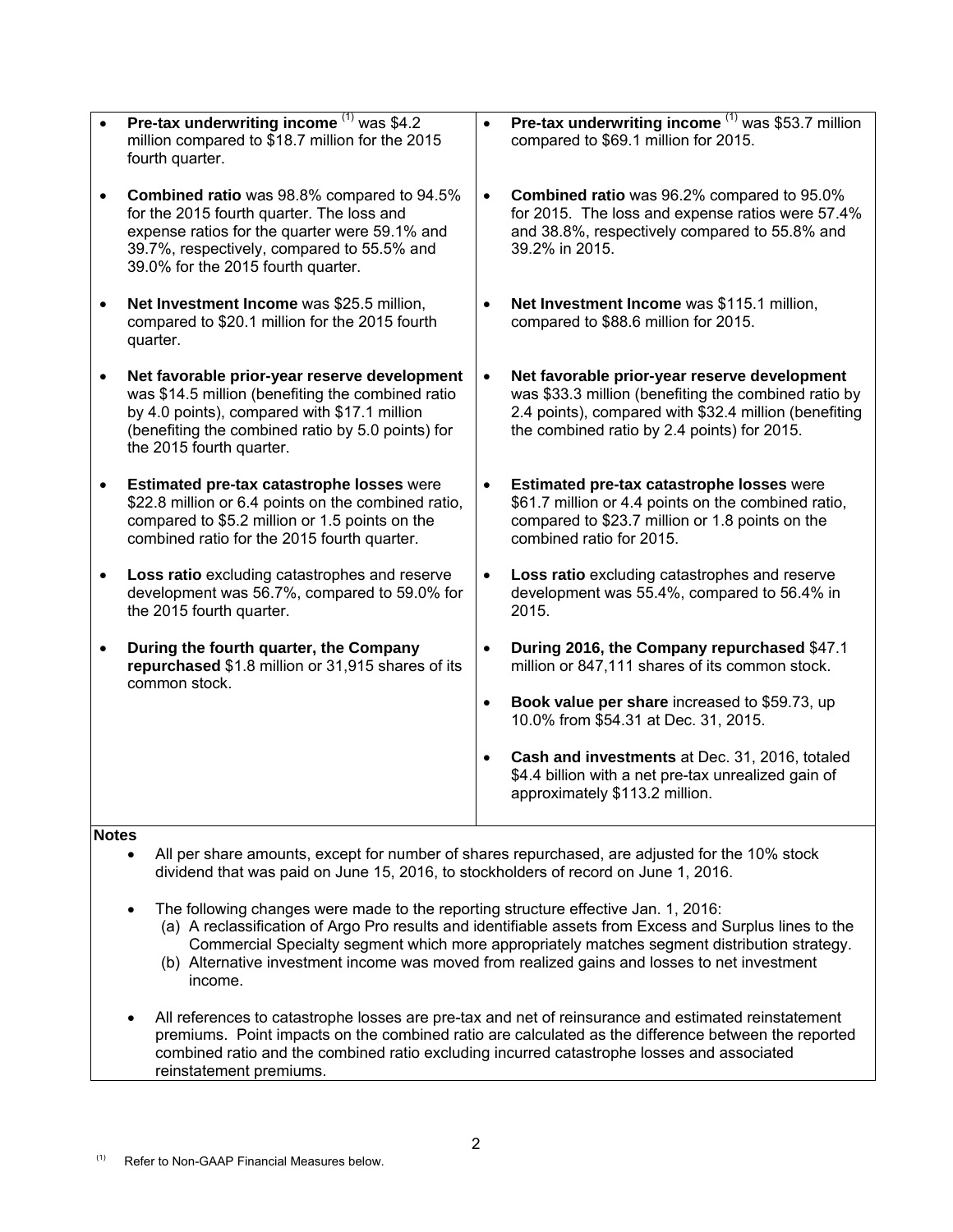| | |
|---|---|
| **Pre-tax underwriting income** [(1)] was $4.2 million compared to $18.7 million for the 2015 fourth quarter. | **Pre-tax underwriting income** [(1)] was $53.7 million compared to $69.1 million for 2015. |
| **Combined ratio** was 98.8% compared to 94.5% for the 2015 fourth quarter. The loss and expense ratios for the quarter were 59.1% and 39.7%, respectively, compared to 55.5% and 39.0% for the 2015 fourth quarter. | **Combined ratio** was 96.2% compared to 95.0% for 2015. The loss and expense ratios were 57.4% and 38.8%, respectively compared to 55.8% and 39.2% in 2015. |
| **Net Investment Income** was $25.5 million, compared to $20.1 million for the 2015 fourth quarter. | **Net Investment Income** was $115.1 million, compared to $88.6 million for 2015. |
| **Net favorable prior-year reserve development** was $14.5 million (benefiting the combined ratio by 4.0 points), compared with $17.1 million (benefiting the combined ratio by 5.0 points) for the 2015 fourth quarter. | **Net favorable prior-year reserve development** was $33.3 million (benefiting the combined ratio by 2.4 points), compared with $32.4 million (benefiting the combined ratio by 2.4 points) for 2015. |
| **Estimated pre-tax catastrophe losses** were $22.8 million or 6.4 points on the combined ratio, compared to $5.2 million or 1.5 points on the combined ratio for the 2015 fourth quarter. | **Estimated pre-tax catastrophe losses** were $61.7 million or 4.4 points on the combined ratio, compared to $23.7 million or 1.8 points on the combined ratio for 2015. |
| **Loss ratio** excluding catastrophes and reserve development was 56.7%, compared to 59.0% for the 2015 fourth quarter. | **Loss ratio** excluding catastrophes and reserve development was 55.4%, compared to 56.4% in 2015. |
| **During the fourth quarter, the Company repurchased** $1.8 million or 31,915 shares of its common stock. | **During 2016, the Company repurchased** $47.1 million or 847,111 shares of its common stock. |
| | **Book value per share** increased to $59.73, up 10.0% from $54.31 at Dec. 31, 2015. |
| | **Cash and investments** at Dec. 31, 2016, totaled $4.4 billion with a net pre-tax unrealized gain of approximately $113.2 million. |

**Notes**

- All per share amounts, except for number of shares repurchased, are adjusted for the 10% stock dividend that was paid on June 15, 2016, to stockholders of record on June 1, 2016.
- The following changes were made to the reporting structure effective Jan. 1, 2016:
  - (a) A reclassification of Argo Pro results and identifiable assets from Excess and Surplus lines to the Commercial Specialty segment which more appropriately matches segment distribution strategy.
  - (b) Alternative investment income was moved from realized gains and losses to net investment income.
- All references to catastrophe losses are pre-tax and net of reinsurance and estimated reinstatement premiums. Point impacts on the combined ratio are calculated as the difference between the reported combined ratio and the combined ratio excluding incurred catastrophe losses and associated reinstatement premiums.

(1) Refer to Non-GAAP Financial Measures below.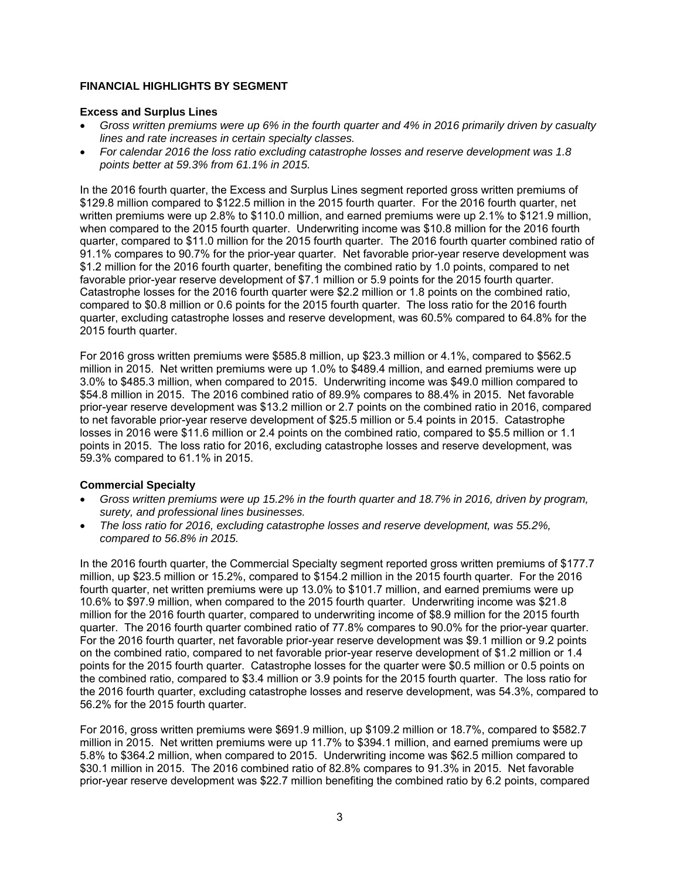## FINANCIAL HIGHLIGHTS BY SEGMENT

### Excess and Surplus Lines

- *Gross written premiums were up 6% in the fourth quarter and 4% in 2016 primarily driven by casualty lines and rate increases in certain specialty classes.*
- *For calendar 2016 the loss ratio excluding catastrophe losses and reserve development was 1.8 points better at 59.3% from 61.1% in 2015.*

In the 2016 fourth quarter, the Excess and Surplus Lines segment reported gross written premiums of $129.8 million compared to $122.5 million in the 2015 fourth quarter. For the 2016 fourth quarter, net written premiums were up 2.8% to $110.0 million, and earned premiums were up 2.1% to $121.9 million, when compared to the 2015 fourth quarter. Underwriting income was $10.8 million for the 2016 fourth quarter, compared to $11.0 million for the 2015 fourth quarter. The 2016 fourth quarter combined ratio of 91.1% compares to 90.7% for the prior-year quarter. Net favorable prior-year reserve development was $1.2 million for the 2016 fourth quarter, benefiting the combined ratio by 1.0 points, compared to net favorable prior-year reserve development of $7.1 million or 5.9 points for the 2015 fourth quarter. Catastrophe losses for the 2016 fourth quarter were $2.2 million or 1.8 points on the combined ratio, compared to $0.8 million or 0.6 points for the 2015 fourth quarter. The loss ratio for the 2016 fourth quarter, excluding catastrophe losses and reserve development, was 60.5% compared to 64.8% for the 2015 fourth quarter.

For 2016 gross written premiums were $585.8 million, up $23.3 million or 4.1%, compared to $562.5 million in 2015. Net written premiums were up 1.0% to $489.4 million, and earned premiums were up 3.0% to $485.3 million, when compared to 2015. Underwriting income was $49.0 million compared to $54.8 million in 2015. The 2016 combined ratio of 89.9% compares to 88.4% in 2015. Net favorable prior-year reserve development was $13.2 million or 2.7 points on the combined ratio in 2016, compared to net favorable prior-year reserve development of $25.5 million or 5.4 points in 2015. Catastrophe losses in 2016 were $11.6 million or 2.4 points on the combined ratio, compared to $5.5 million or 1.1 points in 2015. The loss ratio for 2016, excluding catastrophe losses and reserve development, was 59.3% compared to 61.1% in 2015.

### Commercial Specialty

- *Gross written premiums were up 15.2% in the fourth quarter and 18.7% in 2016, driven by program, surety, and professional lines businesses.*
- *The loss ratio for 2016, excluding catastrophe losses and reserve development, was 55.2%, compared to 56.8% in 2015.*

In the 2016 fourth quarter, the Commercial Specialty segment reported gross written premiums of $177.7 million, up $23.5 million or 15.2%, compared to $154.2 million in the 2015 fourth quarter. For the 2016 fourth quarter, net written premiums were up 13.0% to $101.7 million, and earned premiums were up 10.6% to $97.9 million, when compared to the 2015 fourth quarter. Underwriting income was $21.8 million for the 2016 fourth quarter, compared to underwriting income of $8.9 million for the 2015 fourth quarter. The 2016 fourth quarter combined ratio of 77.8% compares to 90.0% for the prior-year quarter. For the 2016 fourth quarter, net favorable prior-year reserve development was $9.1 million or 9.2 points on the combined ratio, compared to net favorable prior-year reserve development of $1.2 million or 1.4 points for the 2015 fourth quarter. Catastrophe losses for the quarter were $0.5 million or 0.5 points on the combined ratio, compared to $3.4 million or 3.9 points for the 2015 fourth quarter. The loss ratio for the 2016 fourth quarter, excluding catastrophe losses and reserve development, was 54.3%, compared to 56.2% for the 2015 fourth quarter.

For 2016, gross written premiums were $691.9 million, up $109.2 million or 18.7%, compared to $582.7 million in 2015. Net written premiums were up 11.7% to $394.1 million, and earned premiums were up 5.8% to $364.2 million, when compared to 2015. Underwriting income was $62.5 million compared to $30.1 million in 2015. The 2016 combined ratio of 82.8% compares to 91.3% in 2015. Net favorable prior-year reserve development was $22.7 million benefiting the combined ratio by 6.2 points, compared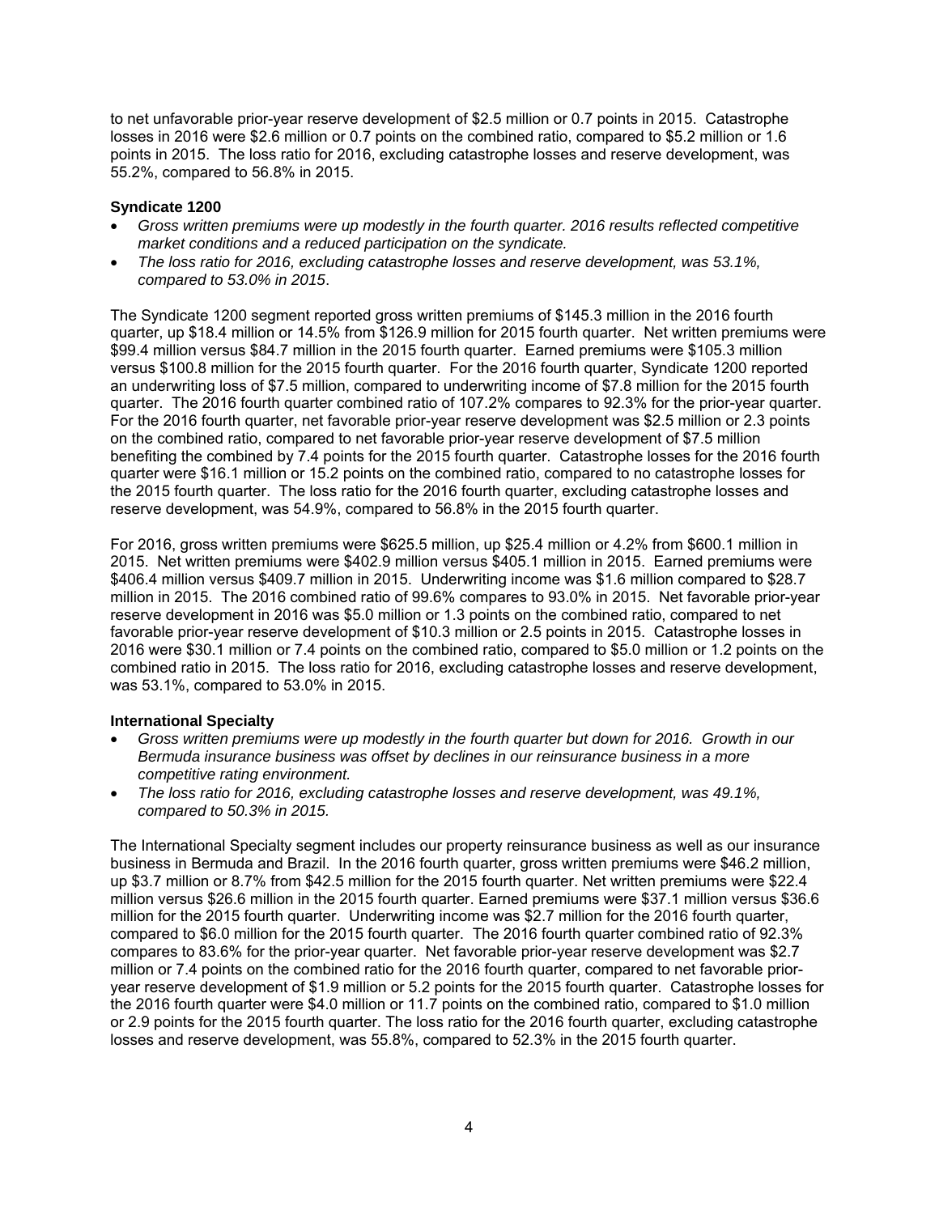to net unfavorable prior-year reserve development of $2.5 million or 0.7 points in 2015. Catastrophe losses in 2016 were $2.6 million or 0.7 points on the combined ratio, compared to $5.2 million or 1.6 points in 2015. The loss ratio for 2016, excluding catastrophe losses and reserve development, was 55.2%, compared to 56.8% in 2015.

**Syndicate 1200**

- *Gross written premiums were up modestly in the fourth quarter. 2016 results reflected competitive market conditions and a reduced participation on the syndicate.*
- *The loss ratio for 2016, excluding catastrophe losses and reserve development, was 53.1%, compared to 53.0% in 2015*.

The Syndicate 1200 segment reported gross written premiums of $145.3 million in the 2016 fourth quarter, up $18.4 million or 14.5% from $126.9 million for 2015 fourth quarter. Net written premiums were $99.4 million versus $84.7 million in the 2015 fourth quarter. Earned premiums were $105.3 million versus $100.8 million for the 2015 fourth quarter. For the 2016 fourth quarter, Syndicate 1200 reported an underwriting loss of $7.5 million, compared to underwriting income of $7.8 million for the 2015 fourth quarter. The 2016 fourth quarter combined ratio of 107.2% compares to 92.3% for the prior-year quarter. For the 2016 fourth quarter, net favorable prior-year reserve development was $2.5 million or 2.3 points on the combined ratio, compared to net favorable prior-year reserve development of $7.5 million benefiting the combined by 7.4 points for the 2015 fourth quarter. Catastrophe losses for the 2016 fourth quarter were $16.1 million or 15.2 points on the combined ratio, compared to no catastrophe losses for the 2015 fourth quarter. The loss ratio for the 2016 fourth quarter, excluding catastrophe losses and reserve development, was 54.9%, compared to 56.8% in the 2015 fourth quarter.

For 2016, gross written premiums were $625.5 million, up $25.4 million or 4.2% from $600.1 million in 2015. Net written premiums were $402.9 million versus $405.1 million in 2015. Earned premiums were $406.4 million versus $409.7 million in 2015. Underwriting income was $1.6 million compared to $28.7 million in 2015. The 2016 combined ratio of 99.6% compares to 93.0% in 2015. Net favorable prior-year reserve development in 2016 was $5.0 million or 1.3 points on the combined ratio, compared to net favorable prior-year reserve development of $10.3 million or 2.5 points in 2015. Catastrophe losses in 2016 were $30.1 million or 7.4 points on the combined ratio, compared to $5.0 million or 1.2 points on the combined ratio in 2015. The loss ratio for 2016, excluding catastrophe losses and reserve development, was 53.1%, compared to 53.0% in 2015.

**International Specialty**

- *Gross written premiums were up modestly in the fourth quarter but down for 2016. Growth in our Bermuda insurance business was offset by declines in our reinsurance business in a more competitive rating environment.*
- *The loss ratio for 2016, excluding catastrophe losses and reserve development, was 49.1%, compared to 50.3% in 2015.*

The International Specialty segment includes our property reinsurance business as well as our insurance business in Bermuda and Brazil. In the 2016 fourth quarter, gross written premiums were $46.2 million, up $3.7 million or 8.7% from $42.5 million for the 2015 fourth quarter. Net written premiums were $22.4 million versus $26.6 million in the 2015 fourth quarter. Earned premiums were $37.1 million versus $36.6 million for the 2015 fourth quarter. Underwriting income was $2.7 million for the 2016 fourth quarter, compared to $6.0 million for the 2015 fourth quarter. The 2016 fourth quarter combined ratio of 92.3% compares to 83.6% for the prior-year quarter. Net favorable prior-year reserve development was $2.7 million or 7.4 points on the combined ratio for the 2016 fourth quarter, compared to net favorable prior-year reserve development of $1.9 million or 5.2 points for the 2015 fourth quarter. Catastrophe losses for the 2016 fourth quarter were $4.0 million or 11.7 points on the combined ratio, compared to $1.0 million or 2.9 points for the 2015 fourth quarter. The loss ratio for the 2016 fourth quarter, excluding catastrophe losses and reserve development, was 55.8%, compared to 52.3% in the 2015 fourth quarter.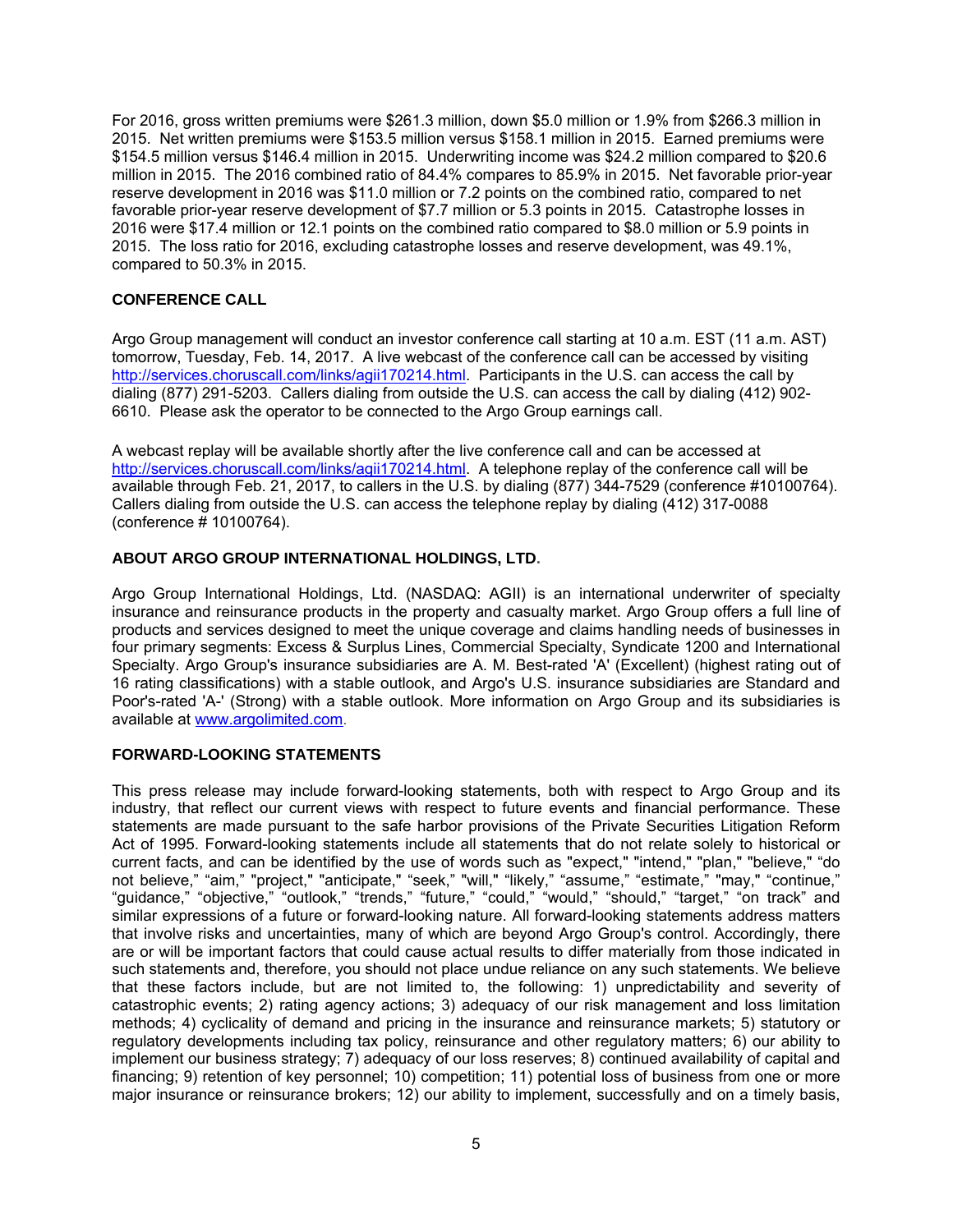For 2016, gross written premiums were $261.3 million, down $5.0 million or 1.9% from $266.3 million in 2015. Net written premiums were $153.5 million versus $158.1 million in 2015. Earned premiums were $154.5 million versus $146.4 million in 2015. Underwriting income was $24.2 million compared to $20.6 million in 2015. The 2016 combined ratio of 84.4% compares to 85.9% in 2015. Net favorable prior-year reserve development in 2016 was $11.0 million or 7.2 points on the combined ratio, compared to net favorable prior-year reserve development of $7.7 million or 5.3 points in 2015. Catastrophe losses in 2016 were $17.4 million or 12.1 points on the combined ratio compared to $8.0 million or 5.9 points in 2015. The loss ratio for 2016, excluding catastrophe losses and reserve development, was 49.1%, compared to 50.3% in 2015.

### CONFERENCE CALL

Argo Group management will conduct an investor conference call starting at 10 a.m. EST (11 a.m. AST) tomorrow, Tuesday, Feb. 14, 2017. A live webcast of the conference call can be accessed by visiting http://services.choruscall.com/links/agii170214.html. Participants in the U.S. can access the call by dialing (877) 291-5203. Callers dialing from outside the U.S. can access the call by dialing (412) 902-6610. Please ask the operator to be connected to the Argo Group earnings call.

A webcast replay will be available shortly after the live conference call and can be accessed at http://services.choruscall.com/links/agii170214.html. A telephone replay of the conference call will be available through Feb. 21, 2017, to callers in the U.S. by dialing (877) 344-7529 (conference #10100764). Callers dialing from outside the U.S. can access the telephone replay by dialing (412) 317-0088 (conference # 10100764).

### ABOUT ARGO GROUP INTERNATIONAL HOLDINGS, LTD.

Argo Group International Holdings, Ltd. (NASDAQ: AGII) is an international underwriter of specialty insurance and reinsurance products in the property and casualty market. Argo Group offers a full line of products and services designed to meet the unique coverage and claims handling needs of businesses in four primary segments: Excess & Surplus Lines, Commercial Specialty, Syndicate 1200 and International Specialty. Argo Group's insurance subsidiaries are A. M. Best-rated 'A' (Excellent) (highest rating out of 16 rating classifications) with a stable outlook, and Argo's U.S. insurance subsidiaries are Standard and Poor's-rated 'A-' (Strong) with a stable outlook. More information on Argo Group and its subsidiaries is available at www.argolimited.com.

### FORWARD-LOOKING STATEMENTS

This press release may include forward-looking statements, both with respect to Argo Group and its industry, that reflect our current views with respect to future events and financial performance. These statements are made pursuant to the safe harbor provisions of the Private Securities Litigation Reform Act of 1995. Forward-looking statements include all statements that do not relate solely to historical or current facts, and can be identified by the use of words such as "expect," "intend," "plan," "believe," "do not believe," "aim," "project," "anticipate," "seek," "will," "likely," "assume," "estimate," "may," "continue," "guidance," "objective," "outlook," "trends," "future," "could," "would," "should," "target," "on track" and similar expressions of a future or forward-looking nature. All forward-looking statements address matters that involve risks and uncertainties, many of which are beyond Argo Group's control. Accordingly, there are or will be important factors that could cause actual results to differ materially from those indicated in such statements and, therefore, you should not place undue reliance on any such statements. We believe that these factors include, but are not limited to, the following: 1) unpredictability and severity of catastrophic events; 2) rating agency actions; 3) adequacy of our risk management and loss limitation methods; 4) cyclicality of demand and pricing in the insurance and reinsurance markets; 5) statutory or regulatory developments including tax policy, reinsurance and other regulatory matters; 6) our ability to implement our business strategy; 7) adequacy of our loss reserves; 8) continued availability of capital and financing; 9) retention of key personnel; 10) competition; 11) potential loss of business from one or more major insurance or reinsurance brokers; 12) our ability to implement, successfully and on a timely basis,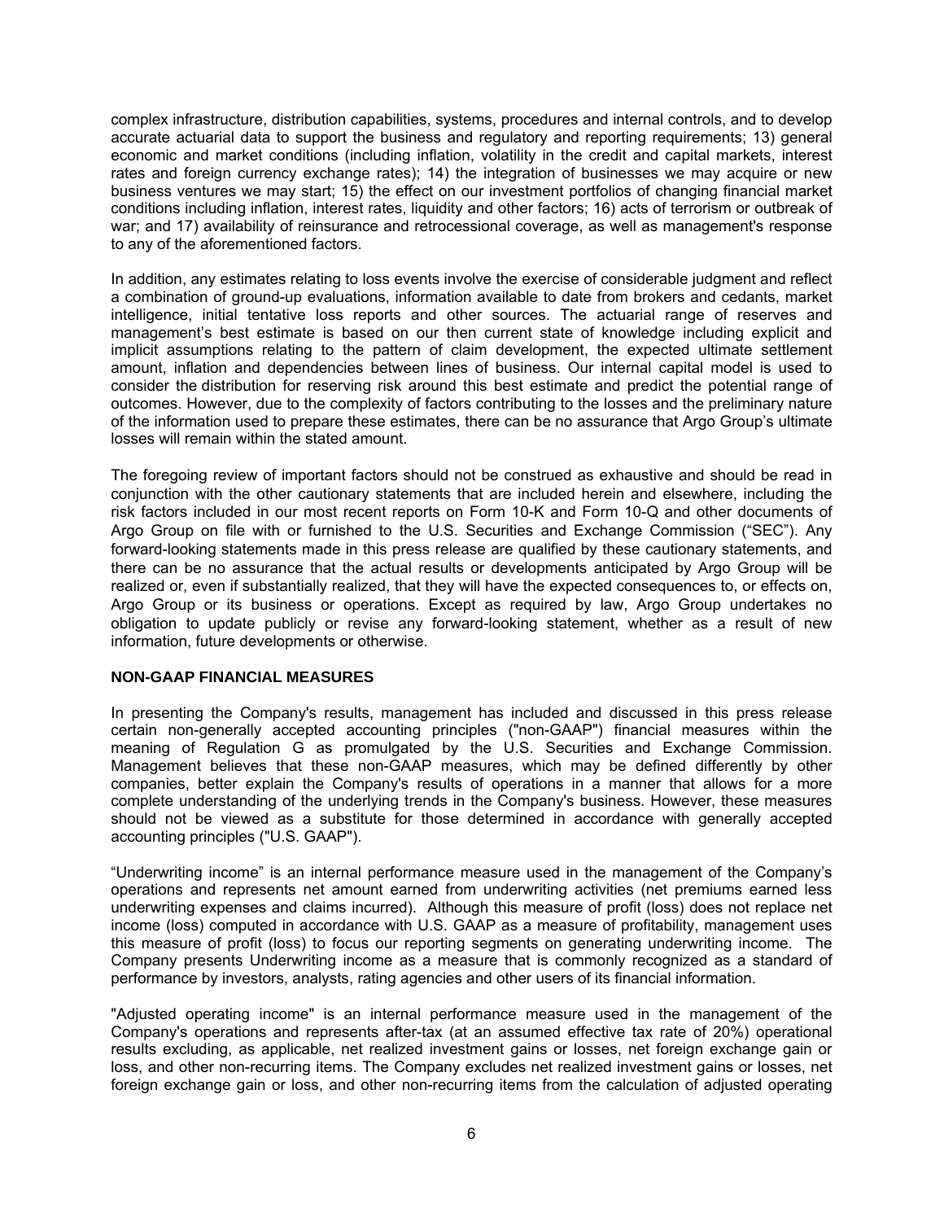complex infrastructure, distribution capabilities, systems, procedures and internal controls, and to develop accurate actuarial data to support the business and regulatory and reporting requirements; 13) general economic and market conditions (including inflation, volatility in the credit and capital markets, interest rates and foreign currency exchange rates); 14) the integration of businesses we may acquire or new business ventures we may start; 15) the effect on our investment portfolios of changing financial market conditions including inflation, interest rates, liquidity and other factors; 16) acts of terrorism or outbreak of war; and 17) availability of reinsurance and retrocessional coverage, as well as management's response to any of the aforementioned factors.

In addition, any estimates relating to loss events involve the exercise of considerable judgment and reflect a combination of ground-up evaluations, information available to date from brokers and cedants, market intelligence, initial tentative loss reports and other sources. The actuarial range of reserves and management's best estimate is based on our then current state of knowledge including explicit and implicit assumptions relating to the pattern of claim development, the expected ultimate settlement amount, inflation and dependencies between lines of business. Our internal capital model is used to consider the distribution for reserving risk around this best estimate and predict the potential range of outcomes. However, due to the complexity of factors contributing to the losses and the preliminary nature of the information used to prepare these estimates, there can be no assurance that Argo Group's ultimate losses will remain within the stated amount.

The foregoing review of important factors should not be construed as exhaustive and should be read in conjunction with the other cautionary statements that are included herein and elsewhere, including the risk factors included in our most recent reports on Form 10-K and Form 10-Q and other documents of Argo Group on file with or furnished to the U.S. Securities and Exchange Commission ("SEC"). Any forward-looking statements made in this press release are qualified by these cautionary statements, and there can be no assurance that the actual results or developments anticipated by Argo Group will be realized or, even if substantially realized, that they will have the expected consequences to, or effects on, Argo Group or its business or operations. Except as required by law, Argo Group undertakes no obligation to update publicly or revise any forward-looking statement, whether as a result of new information, future developments or otherwise.

**NON-GAAP FINANCIAL MEASURES**

In presenting the Company's results, management has included and discussed in this press release certain non-generally accepted accounting principles ("non-GAAP") financial measures within the meaning of Regulation G as promulgated by the U.S. Securities and Exchange Commission. Management believes that these non-GAAP measures, which may be defined differently by other companies, better explain the Company's results of operations in a manner that allows for a more complete understanding of the underlying trends in the Company's business. However, these measures should not be viewed as a substitute for those determined in accordance with generally accepted accounting principles ("U.S. GAAP").

"Underwriting income" is an internal performance measure used in the management of the Company's operations and represents net amount earned from underwriting activities (net premiums earned less underwriting expenses and claims incurred). Although this measure of profit (loss) does not replace net income (loss) computed in accordance with U.S. GAAP as a measure of profitability, management uses this measure of profit (loss) to focus our reporting segments on generating underwriting income. The Company presents Underwriting income as a measure that is commonly recognized as a standard of performance by investors, analysts, rating agencies and other users of its financial information.

"Adjusted operating income" is an internal performance measure used in the management of the Company's operations and represents after-tax (at an assumed effective tax rate of 20%) operational results excluding, as applicable, net realized investment gains or losses, net foreign exchange gain or loss, and other non-recurring items. The Company excludes net realized investment gains or losses, net foreign exchange gain or loss, and other non-recurring items from the calculation of adjusted operating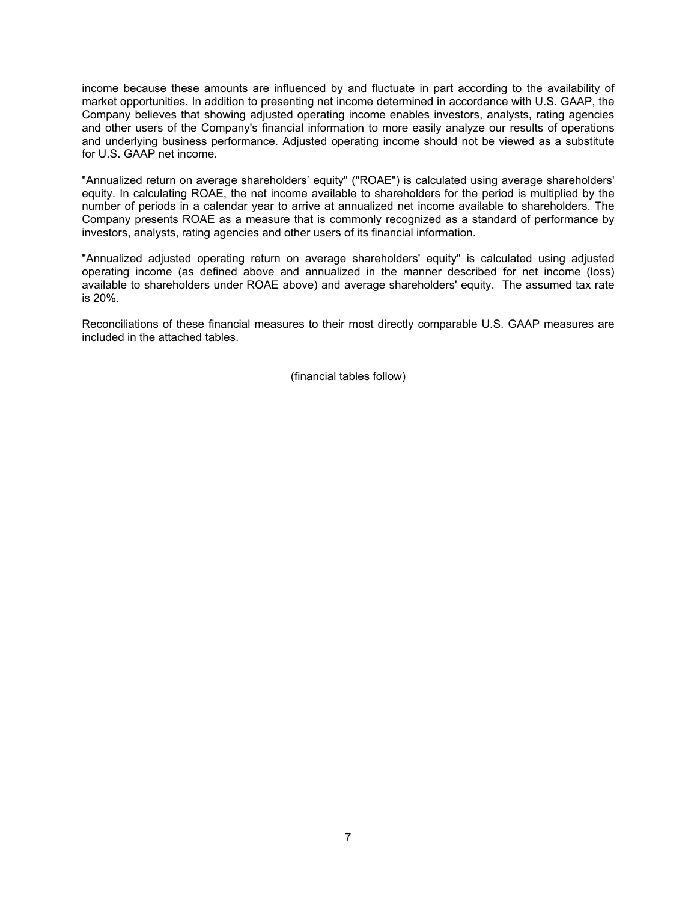income because these amounts are influenced by and fluctuate in part according to the availability of market opportunities. In addition to presenting net income determined in accordance with U.S. GAAP, the Company believes that showing adjusted operating income enables investors, analysts, rating agencies and other users of the Company's financial information to more easily analyze our results of operations and underlying business performance. Adjusted operating income should not be viewed as a substitute for U.S. GAAP net income.

"Annualized return on average shareholders' equity" ("ROAE") is calculated using average shareholders' equity. In calculating ROAE, the net income available to shareholders for the period is multiplied by the number of periods in a calendar year to arrive at annualized net income available to shareholders. The Company presents ROAE as a measure that is commonly recognized as a standard of performance by investors, analysts, rating agencies and other users of its financial information.

"Annualized adjusted operating return on average shareholders' equity" is calculated using adjusted operating income (as defined above and annualized in the manner described for net income (loss) available to shareholders under ROAE above) and average shareholders' equity. The assumed tax rate is 20%.

Reconciliations of these financial measures to their most directly comparable U.S. GAAP measures are included in the attached tables.

(financial tables follow)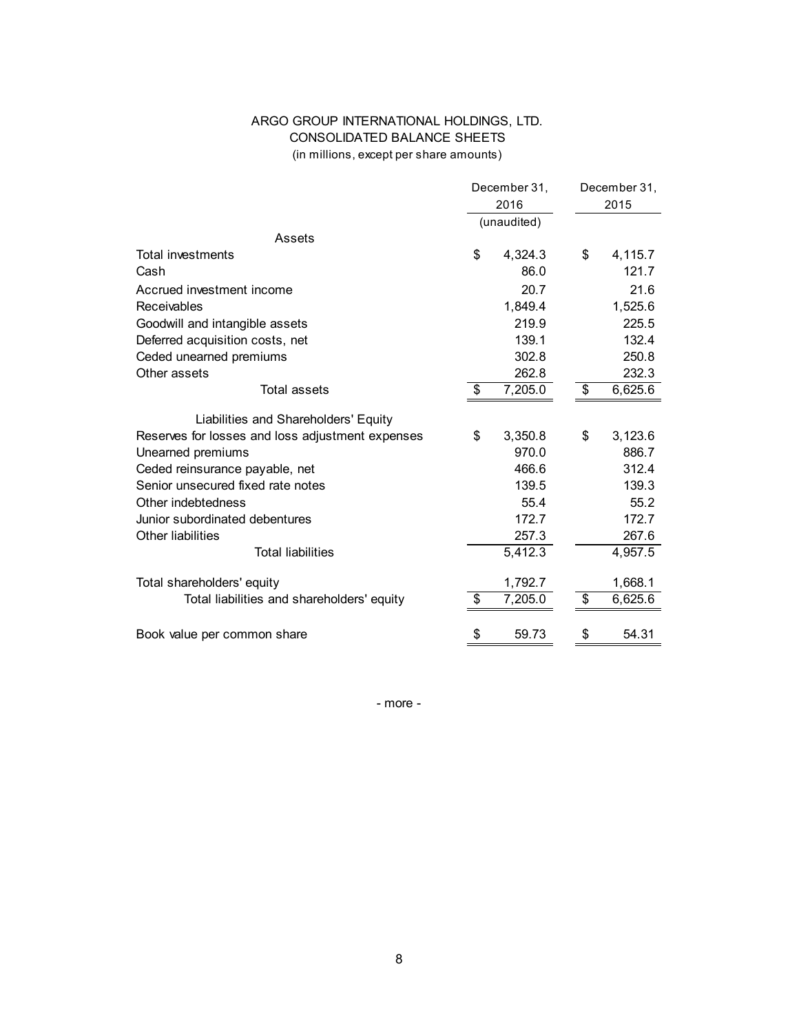# ARGO GROUP INTERNATIONAL HOLDINGS, LTD.

## CONSOLIDATED BALANCE SHEETS

(in millions, except per share amounts)

| | December 31, 2016 (unaudited) | December 31, 2015 |
|---|---|---|
| **Assets** | | |
| Total investments | $ 4,324.3 | $ 4,115.7 |
| Cash | 86.0 | 121.7 |
| Accrued investment income | 20.7 | 21.6 |
| Receivables | 1,849.4 | 1,525.6 |
| Goodwill and intangible assets | 219.9 | 225.5 |
| Deferred acquisition costs, net | 139.1 | 132.4 |
| Ceded unearned premiums | 302.8 | 250.8 |
| Other assets | 262.8 | 232.3 |
| Total assets | $ 7,205.0 | $ 6,625.6 |
| **Liabilities and Shareholders' Equity** | | |
| Reserves for losses and loss adjustment expenses | $ 3,350.8 | $ 3,123.6 |
| Unearned premiums | 970.0 | 886.7 |
| Ceded reinsurance payable, net | 466.6 | 312.4 |
| Senior unsecured fixed rate notes | 139.5 | 139.3 |
| Other indebtedness | 55.4 | 55.2 |
| Junior subordinated debentures | 172.7 | 172.7 |
| Other liabilities | 257.3 | 267.6 |
| Total liabilities | 5,412.3 | 4,957.5 |
| Total shareholders' equity | 1,792.7 | 1,668.1 |
| Total liabilities and shareholders' equity | $ 7,205.0 | $ 6,625.6 |
| Book value per common share | $ 59.73 | $ 54.31 |

- more -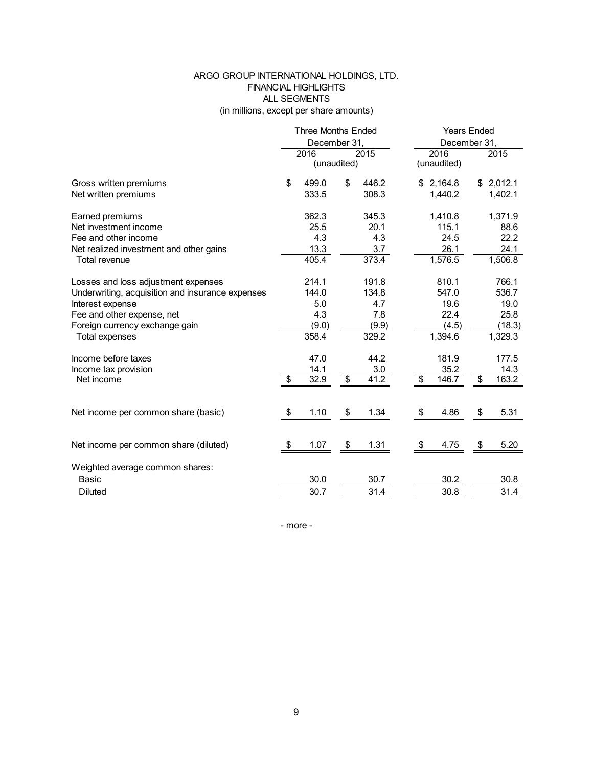# ARGO GROUP INTERNATIONAL HOLDINGS, LTD.
## FINANCIAL HIGHLIGHTS
## ALL SEGMENTS
(in millions, except per share amounts)

| | Three Months Ended December 31, | | Years Ended December 31, | |
|---|---|---|---|---|
| | 2016 (unaudited) | 2015 | 2016 (unaudited) | 2015 |
| Gross written premiums | $ 499.0 | $ 446.2 | $ 2,164.8 | $ 2,012.1 |
| Net written premiums | 333.5 | 308.3 | 1,440.2 | 1,402.1 |
| | | | | |
| Earned premiums | 362.3 | 345.3 | 1,410.8 | 1,371.9 |
| Net investment income | 25.5 | 20.1 | 115.1 | 88.6 |
| Fee and other income | 4.3 | 4.3 | 24.5 | 22.2 |
| Net realized investment and other gains | 13.3 | 3.7 | 26.1 | 24.1 |
| Total revenue | 405.4 | 373.4 | 1,576.5 | 1,506.8 |
| | | | | |
| Losses and loss adjustment expenses | 214.1 | 191.8 | 810.1 | 766.1 |
| Underwriting, acquisition and insurance expenses | 144.0 | 134.8 | 547.0 | 536.7 |
| Interest expense | 5.0 | 4.7 | 19.6 | 19.0 |
| Fee and other expense, net | 4.3 | 7.8 | 22.4 | 25.8 |
| Foreign currency exchange gain | (9.0) | (9.9) | (4.5) | (18.3) |
| Total expenses | 358.4 | 329.2 | 1,394.6 | 1,329.3 |
| | | | | |
| Income before taxes | 47.0 | 44.2 | 181.9 | 177.5 |
| Income tax provision | 14.1 | 3.0 | 35.2 | 14.3 |
| Net income | $ 32.9 | $ 41.2 | $ 146.7 | $ 163.2 |
| | | | | |
| Net income per common share (basic) | $ 1.10 | $ 1.34 | $ 4.86 | $ 5.31 |
| | | | | |
| Net income per common share (diluted) | $ 1.07 | $ 1.31 | $ 4.75 | $ 5.20 |
| | | | | |
| Weighted average common shares: | | | | |
| Basic | 30.0 | 30.7 | 30.2 | 30.8 |
| Diluted | 30.7 | 31.4 | 30.8 | 31.4 |

- more -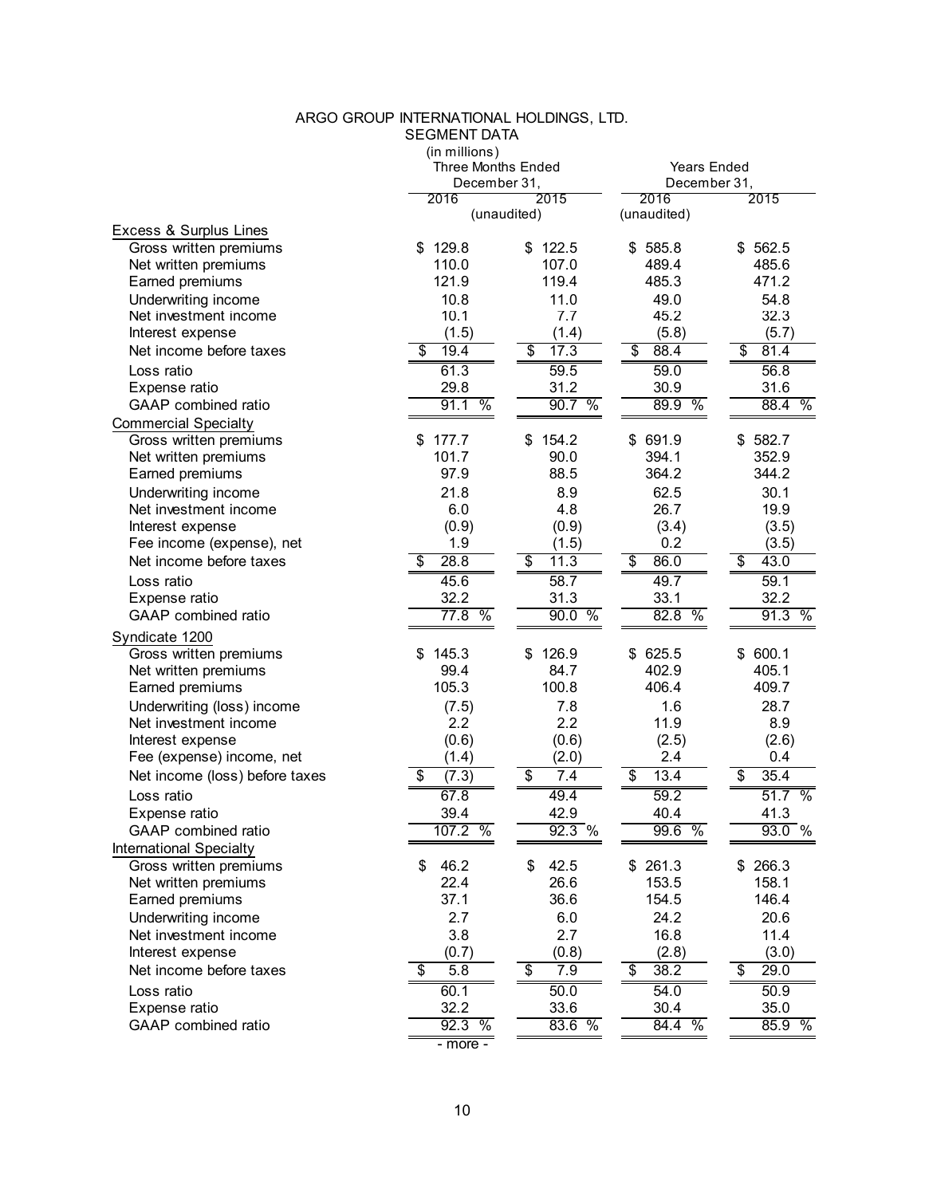# ARGO GROUP INTERNATIONAL HOLDINGS, LTD.
## SEGMENT DATA
(in millions)

| | Three Months Ended December 31, | | Years Ended December 31, | |
|---|---|---|---|---|
| | 2016 | 2015 | 2016 | 2015 |
| | (unaudited) | | (unaudited) | |
| **Excess & Surplus Lines** | | | | |
| Gross written premiums | $ 129.8 | $ 122.5 | $ 585.8 | $ 562.5 |
| Net written premiums | 110.0 | 107.0 | 489.4 | 485.6 |
| Earned premiums | 121.9 | 119.4 | 485.3 | 471.2 |
| Underwriting income | 10.8 | 11.0 | 49.0 | 54.8 |
| Net investment income | 10.1 | 7.7 | 45.2 | 32.3 |
| Interest expense | (1.5) | (1.4) | (5.8) | (5.7) |
| Net income before taxes | $ 19.4 | $ 17.3 | $ 88.4 | $ 81.4 |
| Loss ratio | 61.3 | 59.5 | 59.0 | 56.8 |
| Expense ratio | 29.8 | 31.2 | 30.9 | 31.6 |
| GAAP combined ratio | 91.1 % | 90.7 % | 89.9 % | 88.4 % |
| **Commercial Specialty** | | | | |
| Gross written premiums | $ 177.7 | $ 154.2 | $ 691.9 | $ 582.7 |
| Net written premiums | 101.7 | 90.0 | 394.1 | 352.9 |
| Earned premiums | 97.9 | 88.5 | 364.2 | 344.2 |
| Underwriting income | 21.8 | 8.9 | 62.5 | 30.1 |
| Net investment income | 6.0 | 4.8 | 26.7 | 19.9 |
| Interest expense | (0.9) | (0.9) | (3.4) | (3.5) |
| Fee income (expense), net | 1.9 | (1.5) | 0.2 | (3.5) |
| Net income before taxes | $ 28.8 | $ 11.3 | $ 86.0 | $ 43.0 |
| Loss ratio | 45.6 | 58.7 | 49.7 | 59.1 |
| Expense ratio | 32.2 | 31.3 | 33.1 | 32.2 |
| GAAP combined ratio | 77.8 % | 90.0 % | 82.8 % | 91.3 % |
| **Syndicate 1200** | | | | |
| Gross written premiums | $ 145.3 | $ 126.9 | $ 625.5 | $ 600.1 |
| Net written premiums | 99.4 | 84.7 | 402.9 | 405.1 |
| Earned premiums | 105.3 | 100.8 | 406.4 | 409.7 |
| Underwriting (loss) income | (7.5) | 7.8 | 1.6 | 28.7 |
| Net investment income | 2.2 | 2.2 | 11.9 | 8.9 |
| Interest expense | (0.6) | (0.6) | (2.5) | (2.6) |
| Fee (expense) income, net | (1.4) | (2.0) | 2.4 | 0.4 |
| Net income (loss) before taxes | $ (7.3) | $ 7.4 | $ 13.4 | $ 35.4 |
| Loss ratio | 67.8 | 49.4 | 59.2 | 51.7 % |
| Expense ratio | 39.4 | 42.9 | 40.4 | 41.3 |
| GAAP combined ratio | 107.2 % | 92.3 % | 99.6 % | 93.0 % |
| **International Specialty** | | | | |
| Gross written premiums | $ 46.2 | $ 42.5 | $ 261.3 | $ 266.3 |
| Net written premiums | 22.4 | 26.6 | 153.5 | 158.1 |
| Earned premiums | 37.1 | 36.6 | 154.5 | 146.4 |
| Underwriting income | 2.7 | 6.0 | 24.2 | 20.6 |
| Net investment income | 3.8 | 2.7 | 16.8 | 11.4 |
| Interest expense | (0.7) | (0.8) | (2.8) | (3.0) |
| Net income before taxes | $ 5.8 | $ 7.9 | $ 38.2 | $ 29.0 |
| Loss ratio | 60.1 | 50.0 | 54.0 | 50.9 |
| Expense ratio | 32.2 | 33.6 | 30.4 | 35.0 |
| GAAP combined ratio | 92.3 % | 83.6 % | 84.4 % | 85.9 % |

- more -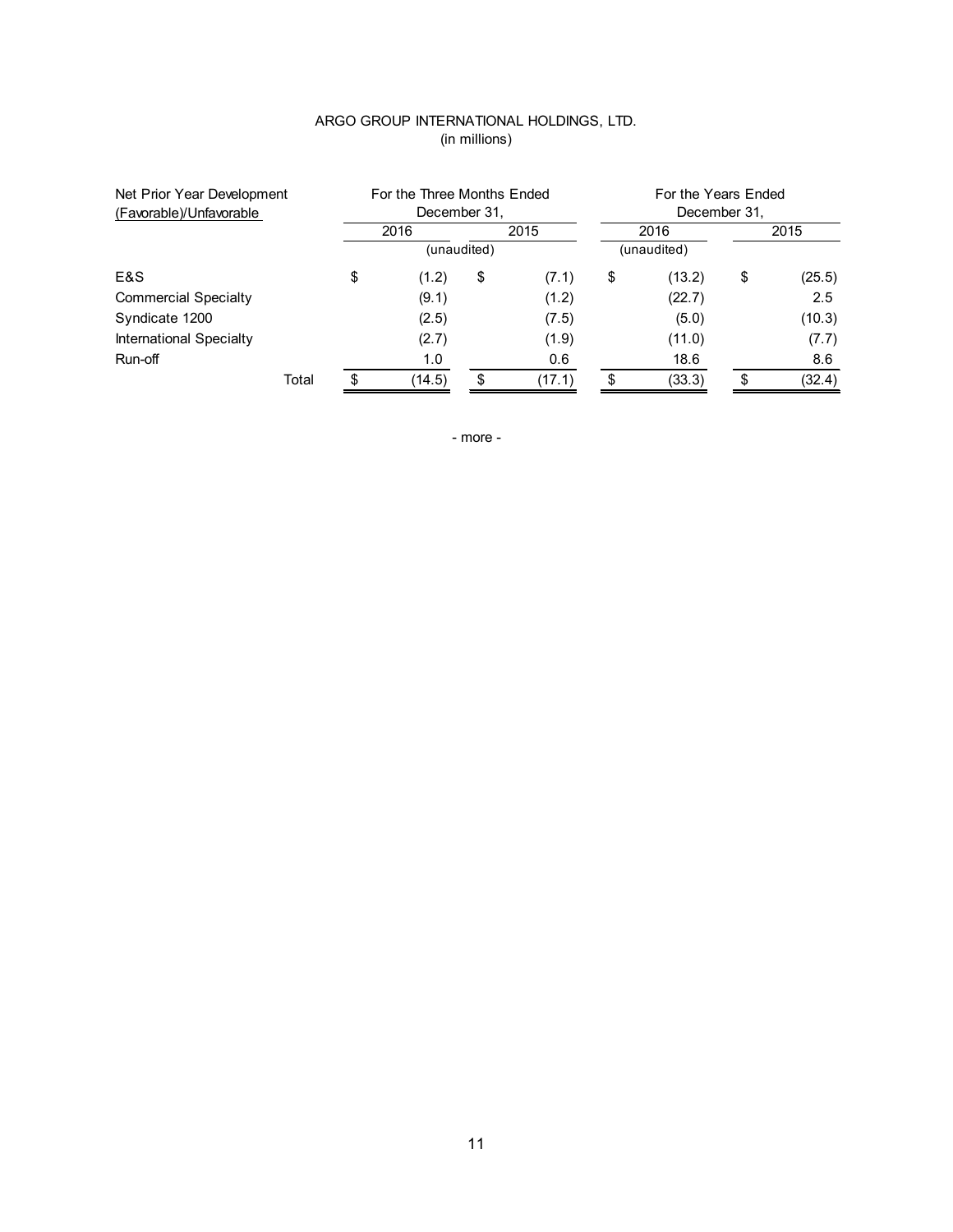ARGO GROUP INTERNATIONAL HOLDINGS, LTD.
(in millions)

| Net Prior Year Development (Favorable)/Unfavorable | For the Three Months Ended December 31, | | For the Years Ended December 31, | |
|---|---|---|---|---|
| | 2016 | 2015 | 2016 | 2015 |
| | (unaudited) | | (unaudited) | |
| E&S | $ (1.2) | $ (7.1) | $ (13.2) | $ (25.5) |
| Commercial Specialty | (9.1) | (1.2) | (22.7) | 2.5 |
| Syndicate 1200 | (2.5) | (7.5) | (5.0) | (10.3) |
| International Specialty | (2.7) | (1.9) | (11.0) | (7.7) |
| Run-off | 1.0 | 0.6 | 18.6 | 8.6 |
| Total | $ (14.5) | $ (17.1) | $ (33.3) | $ (32.4) |

- more -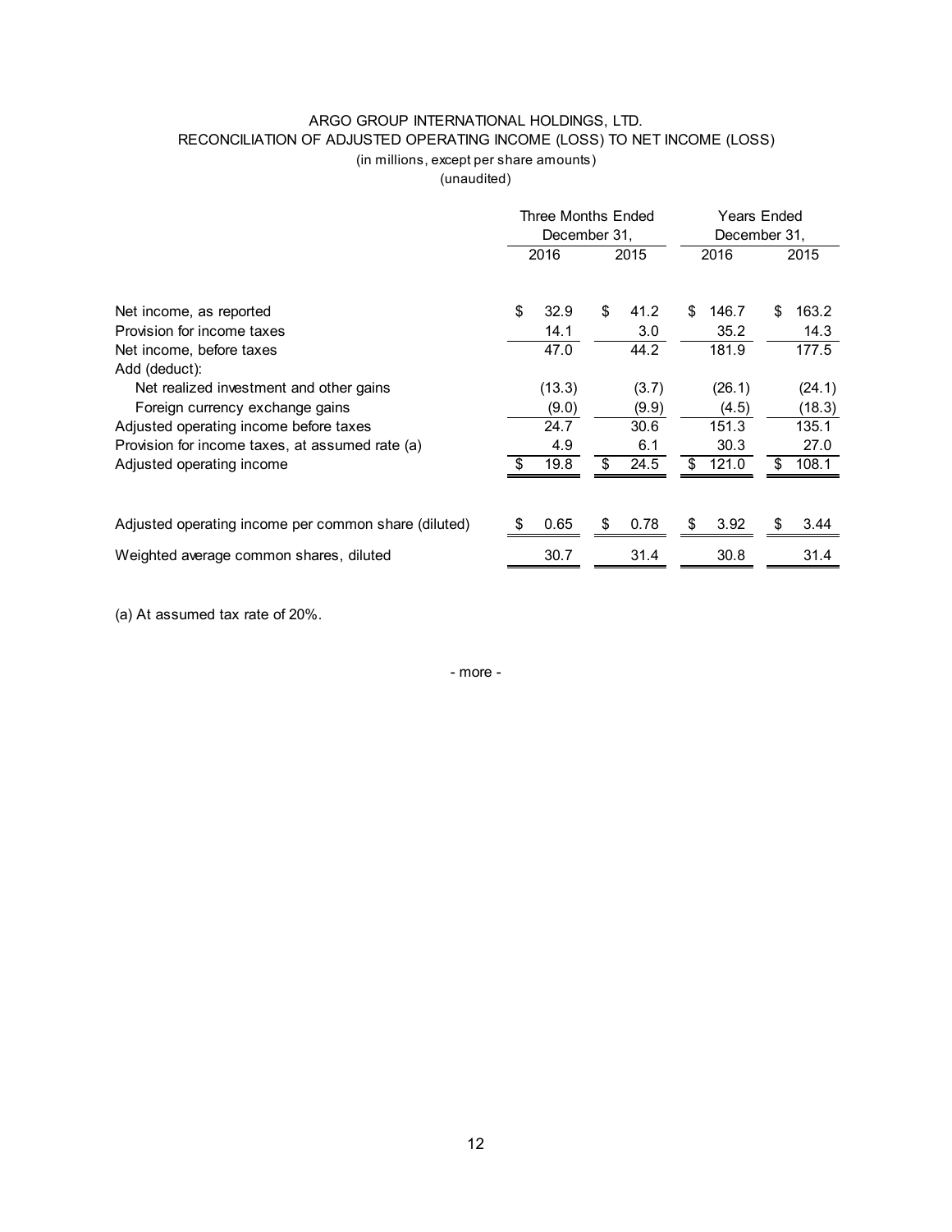# ARGO GROUP INTERNATIONAL HOLDINGS, LTD.

## RECONCILIATION OF ADJUSTED OPERATING INCOME (LOSS) TO NET INCOME (LOSS)

(in millions, except per share amounts)

(unaudited)

| | Three Months Ended December 31, | | Years Ended December 31, | |
|---|---|---|---|---|
| | 2016 | 2015 | 2016 | 2015 |
| Net income, as reported | $ 32.9 | $ 41.2 | $ 146.7 | $ 163.2 |
| Provision for income taxes | 14.1 | 3.0 | 35.2 | 14.3 |
| Net income, before taxes | 47.0 | 44.2 | 181.9 | 177.5 |
| Add (deduct): | | | | |
| Net realized investment and other gains | (13.3) | (3.7) | (26.1) | (24.1) |
| Foreign currency exchange gains | (9.0) | (9.9) | (4.5) | (18.3) |
| Adjusted operating income before taxes | 24.7 | 30.6 | 151.3 | 135.1 |
| Provision for income taxes, at assumed rate (a) | 4.9 | 6.1 | 30.3 | 27.0 |
| Adjusted operating income | $ 19.8 | $ 24.5 | $ 121.0 | $ 108.1 |
| | | | | |
| Adjusted operating income per common share (diluted) | $ 0.65 | $ 0.78 | $ 3.92 | $ 3.44 |
| Weighted average common shares, diluted | 30.7 | 31.4 | 30.8 | 31.4 |

(a) At assumed tax rate of 20%.

- more -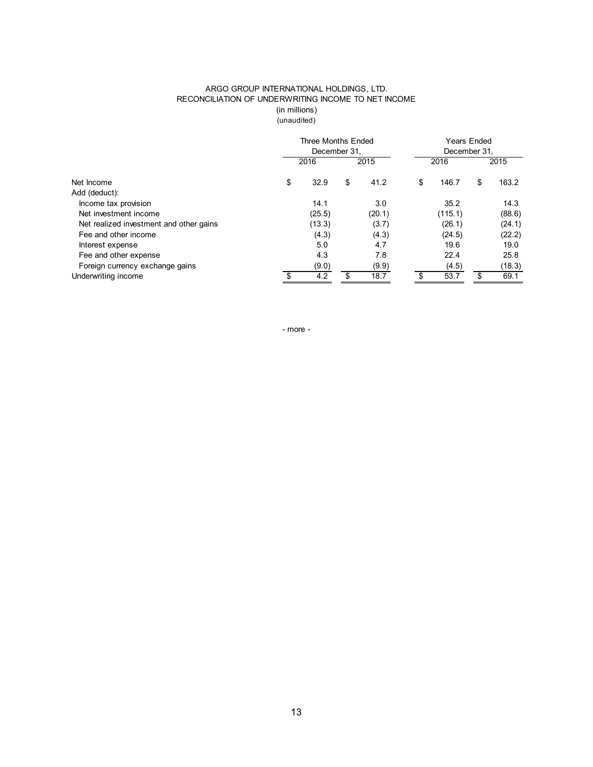# ARGO GROUP INTERNATIONAL HOLDINGS, LTD.
## RECONCILIATION OF UNDERWRITING INCOME TO NET INCOME
(in millions)
(unaudited)

| | Three Months Ended December 31, | | Years Ended December 31, | |
|---|---|---|---|---|
| | 2016 | 2015 | 2016 | 2015 |
| Net Income | $ 32.9 | $ 41.2 | $ 146.7 | $ 163.2 |
| Add (deduct): | | | | |
| Income tax provision | 14.1 | 3.0 | 35.2 | 14.3 |
| Net investment income | (25.5) | (20.1) | (115.1) | (88.6) |
| Net realized investment and other gains | (13.3) | (3.7) | (26.1) | (24.1) |
| Fee and other income | (4.3) | (4.3) | (24.5) | (22.2) |
| Interest expense | 5.0 | 4.7 | 19.6 | 19.0 |
| Fee and other expense | 4.3 | 7.8 | 22.4 | 25.8 |
| Foreign currency exchange gains | (9.0) | (9.9) | (4.5) | (18.3) |
| Underwriting income | $ 4.2 | $ 18.7 | $ 53.7 | $ 69.1 |

- more -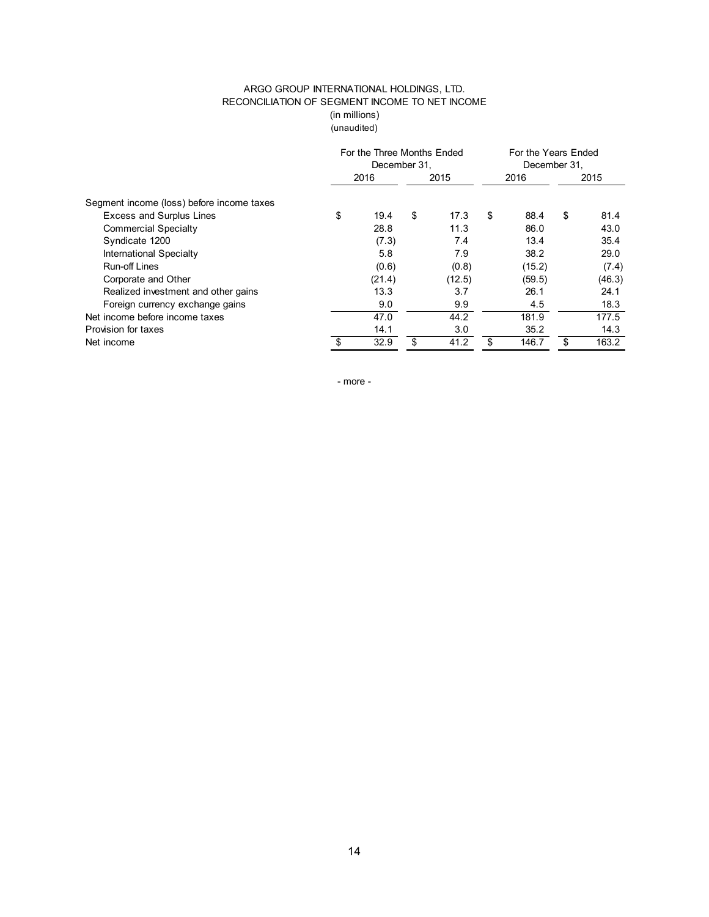ARGO GROUP INTERNATIONAL HOLDINGS, LTD.
RECONCILIATION OF SEGMENT INCOME TO NET INCOME
(in millions)
(unaudited)

| | For the Three Months Ended December 31, | | For the Years Ended December 31, | |
|---|---|---|---|---|
| | 2016 | 2015 | 2016 | 2015 |
| Segment income (loss) before income taxes | | | | |
| Excess and Surplus Lines | $ 19.4 | $ 17.3 | $ 88.4 | $ 81.4 |
| Commercial Specialty | 28.8 | 11.3 | 86.0 | 43.0 |
| Syndicate 1200 | (7.3) | 7.4 | 13.4 | 35.4 |
| International Specialty | 5.8 | 7.9 | 38.2 | 29.0 |
| Run-off Lines | (0.6) | (0.8) | (15.2) | (7.4) |
| Corporate and Other | (21.4) | (12.5) | (59.5) | (46.3) |
| Realized investment and other gains | 13.3 | 3.7 | 26.1 | 24.1 |
| Foreign currency exchange gains | 9.0 | 9.9 | 4.5 | 18.3 |
| Net income before income taxes | 47.0 | 44.2 | 181.9 | 177.5 |
| Provision for taxes | 14.1 | 3.0 | 35.2 | 14.3 |
| Net income | $ 32.9 | $ 41.2 | $ 146.7 | $ 163.2 |

- more -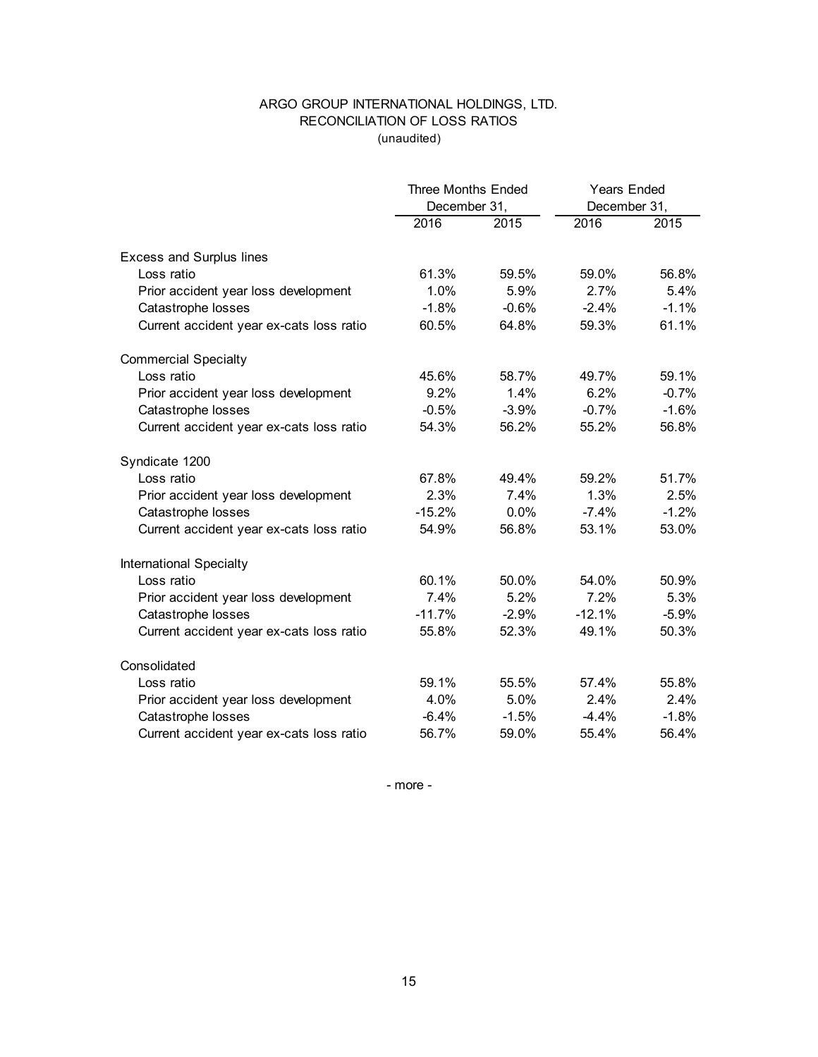# ARGO GROUP INTERNATIONAL HOLDINGS, LTD.
## RECONCILIATION OF LOSS RATIOS
(unaudited)

| | Three Months Ended December 31, | | Years Ended December 31, | |
|---|---|---|---|---|
| | 2016 | 2015 | 2016 | 2015 |
| **Excess and Surplus lines** | | | | |
| Loss ratio | 61.3% | 59.5% | 59.0% | 56.8% |
| Prior accident year loss development | 1.0% | 5.9% | 2.7% | 5.4% |
| Catastrophe losses | -1.8% | -0.6% | -2.4% | -1.1% |
| Current accident year ex-cats loss ratio | 60.5% | 64.8% | 59.3% | 61.1% |
| **Commercial Specialty** | | | | |
| Loss ratio | 45.6% | 58.7% | 49.7% | 59.1% |
| Prior accident year loss development | 9.2% | 1.4% | 6.2% | -0.7% |
| Catastrophe losses | -0.5% | -3.9% | -0.7% | -1.6% |
| Current accident year ex-cats loss ratio | 54.3% | 56.2% | 55.2% | 56.8% |
| **Syndicate 1200** | | | | |
| Loss ratio | 67.8% | 49.4% | 59.2% | 51.7% |
| Prior accident year loss development | 2.3% | 7.4% | 1.3% | 2.5% |
| Catastrophe losses | -15.2% | 0.0% | -7.4% | -1.2% |
| Current accident year ex-cats loss ratio | 54.9% | 56.8% | 53.1% | 53.0% |
| **International Specialty** | | | | |
| Loss ratio | 60.1% | 50.0% | 54.0% | 50.9% |
| Prior accident year loss development | 7.4% | 5.2% | 7.2% | 5.3% |
| Catastrophe losses | -11.7% | -2.9% | -12.1% | -5.9% |
| Current accident year ex-cats loss ratio | 55.8% | 52.3% | 49.1% | 50.3% |
| **Consolidated** | | | | |
| Loss ratio | 59.1% | 55.5% | 57.4% | 55.8% |
| Prior accident year loss development | 4.0% | 5.0% | 2.4% | 2.4% |
| Catastrophe losses | -6.4% | -1.5% | -4.4% | -1.8% |
| Current accident year ex-cats loss ratio | 56.7% | 59.0% | 55.4% | 56.4% |

- more -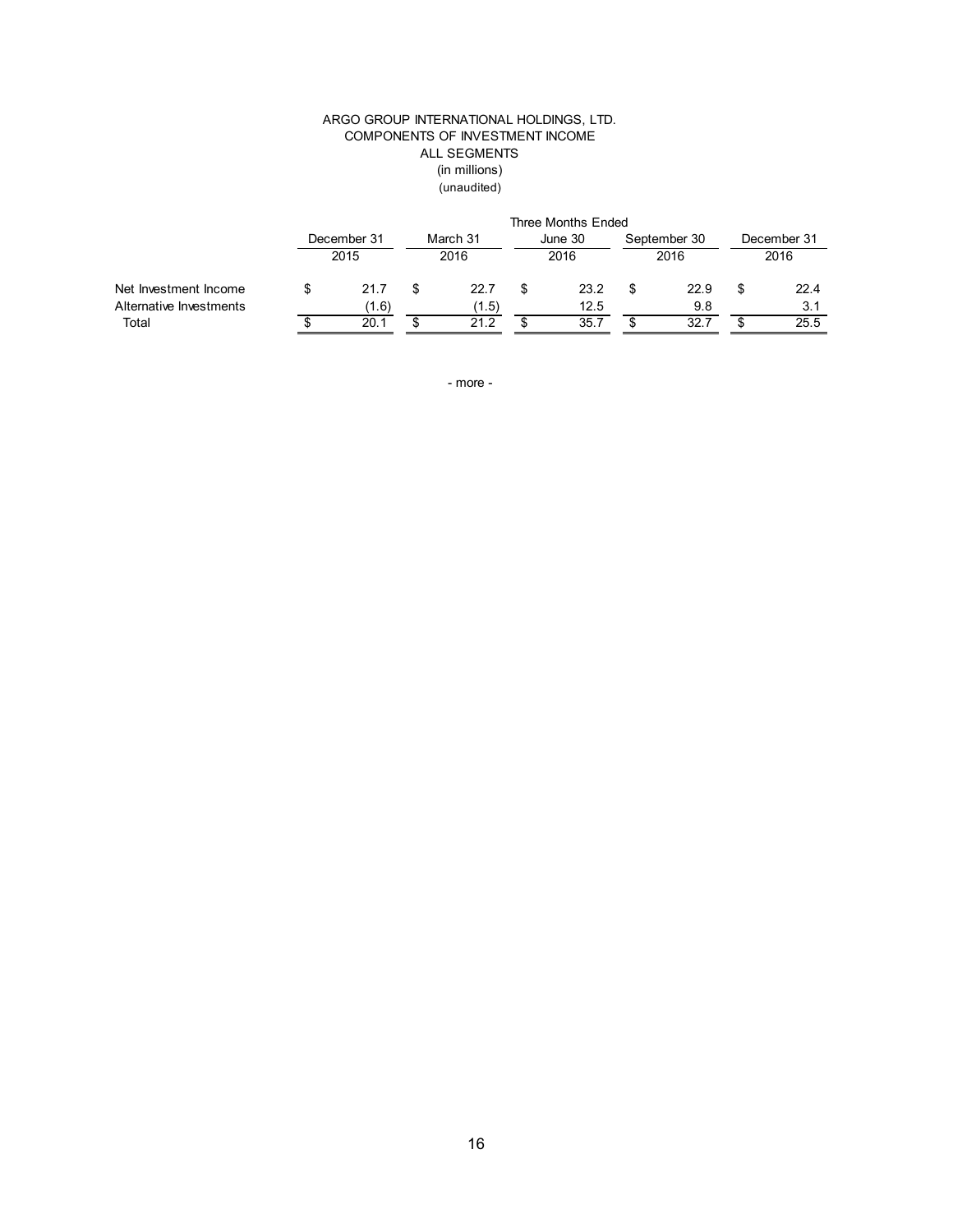ARGO GROUP INTERNATIONAL HOLDINGS, LTD.
COMPONENTS OF INVESTMENT INCOME
ALL SEGMENTS
(in millions)
(unaudited)

| | Three Months Ended | | | | |
|---|---|---|---|---|---|
| | December 31 2015 | March 31 2016 | June 30 2016 | September 30 2016 | December 31 2016 |
| Net Investment Income | $ 21.7 | $ 22.7 | $ 23.2 | $ 22.9 | $ 22.4 |
| Alternative Investments | (1.6) | (1.5) | 12.5 | 9.8 | 3.1 |
| Total | $ 20.1 | $ 21.2 | $ 35.7 | $ 32.7 | $ 25.5 |

- more -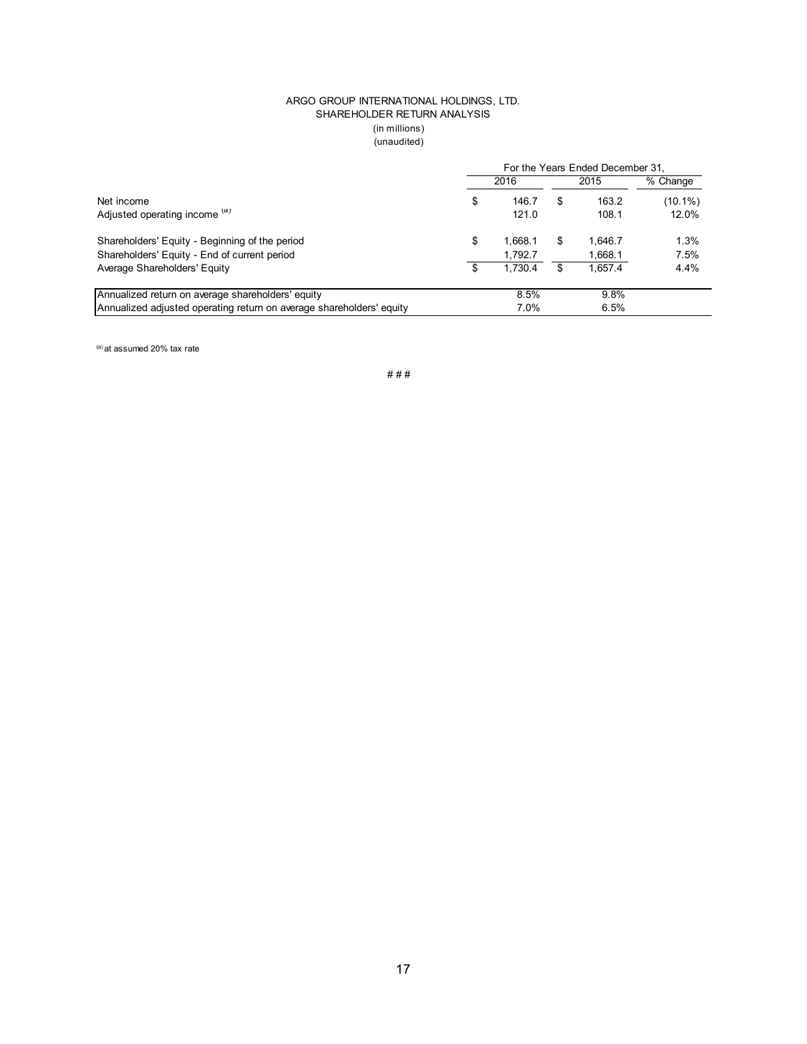ARGO GROUP INTERNATIONAL HOLDINGS, LTD.
SHAREHOLDER RETURN ANALYSIS
(in millions)
(unaudited)

| | For the Years Ended December 31, | | |
|---|---|---|---|
| | 2016 | 2015 | % Change |
| Net income | $ 146.7 | $ 163.2 | (10.1%) |
| Adjusted operating income [a] | 121.0 | 108.1 | 12.0% |
| Shareholders' Equity - Beginning of the period | $ 1,668.1 | $ 1,646.7 | 1.3% |
| Shareholders' Equity - End of current period | 1,792.7 | 1,668.1 | 7.5% |
| Average Shareholders' Equity | $ 1,730.4 | $ 1,657.4 | 4.4% |
| Annualized return on average shareholders' equity | 8.5% | 9.8% | |
| Annualized adjusted operating return on average shareholders' equity | 7.0% | 6.5% | |

[a] at assumed 20% tax rate

# # #